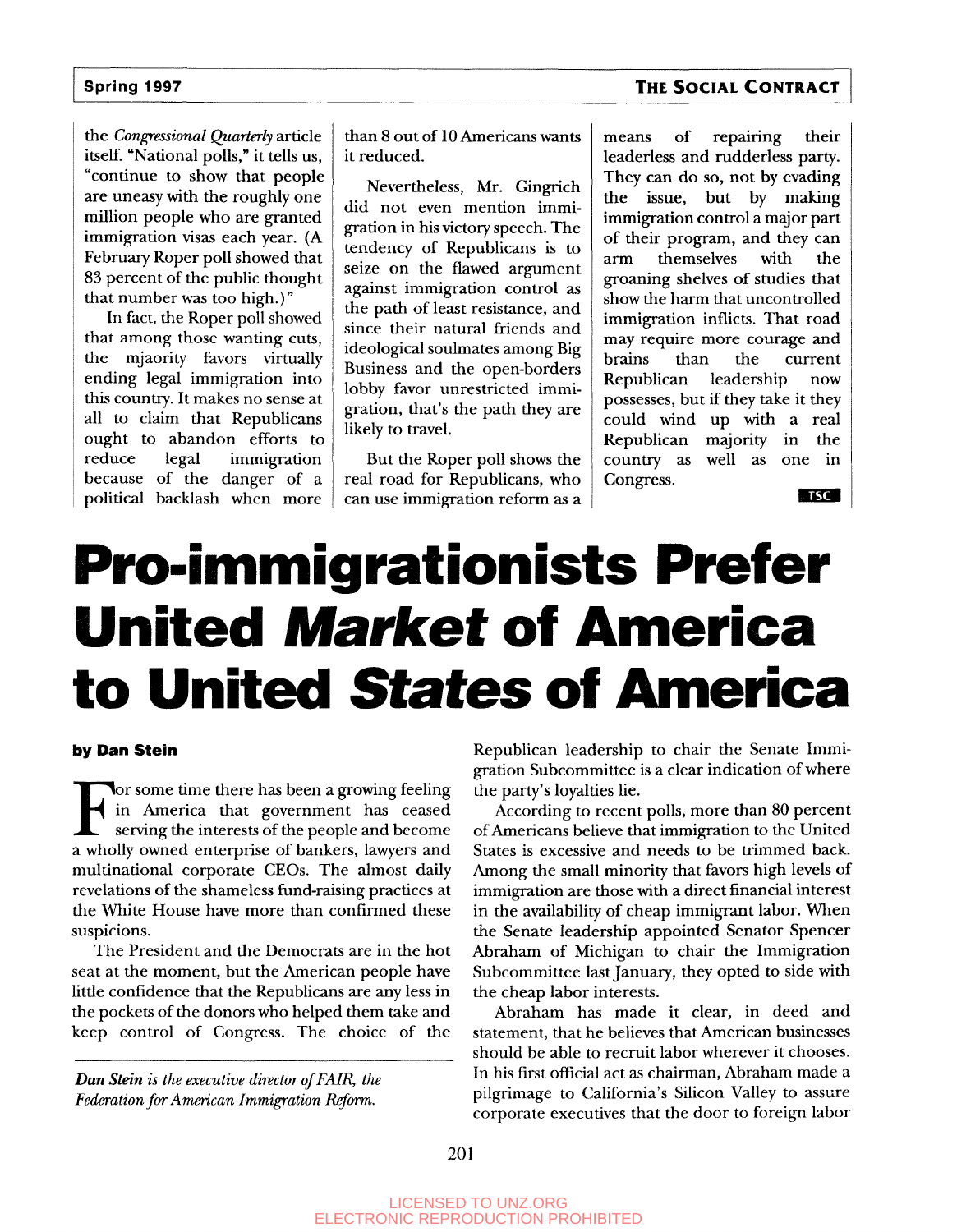the *Congressional Quarterly* article itself. "National polls," it tells us, "continue to show that people are uneasy with the roughly one million people who are granted immigration visas each year. (A February Roper poll showed that 83 percent of the public thought that number was too high.)"

In fact, the Roper poll showed that among those wanting cuts, the mjaority favors virtually ending legal immigration into this country. It makes no sense at all to claim that Republicans ought to abandon efforts to reduce legal immigration because of the danger of a political backlash when more than 8 out of 10 Americans wants it reduced.

Nevertheless, Mr. Gingrich did not even mention immigration in his victory speech. The tendency of Republicans is to seize on the flawed argument against immigration control as the path of least resistance, and since their natural friends and ideological soulmates among Big Business and the open-borders lobby favor unrestricted immigration, that's the path they are likely to travel.

But the Roper poll shows the real road for Republicans, who can use immigration reform as a means of repairing their leaderless and rudderless party. They can do so, not by evading the issue, but by making immigration control a major part of their program, and they can arm themselves with the groaning shelves of studies that show the harm that uncontrolled immigration inflicts. That road may require more courage and brains than the current Republican leadership now possesses, but if they take it they could wind up with a real Republican majority in the country as well as one in Congress.

TSC

# Pro-immigrationists Prefer United *Market* of America to United *States* of America

**by Dan Stein**

For some time there has been a growing feeling in America that government has ceased serving the interests of the people and become a wholly owned enterprise of bankers, lawyers and multinational corporate CEOs. The almost daily revelations of the shameless fund-raising practices at the White House have more than confirmed these suspicions.

The President and the Democrats are in the hot seat at the moment, but the American people have little confidence that the Republicans are any less in the pockets of the donors who helped them take and keep control of Congress. The choice of the Republican leadership to chair the Senate Immigration Subcommittee is a clear indication of where the party's loyalties lie.

According to recent polls, more than 80 percent of Americans believe that immigration to the United States is excessive and needs to be trimmed back. Among the small minority that favors high levels of immigration are those with a direct financial interest in the availability of cheap immigrant labor. When the Senate leadership appointed Senator Spencer Abraham of Michigan to chair the Immigration Subcommittee last January, they opted to side with the cheap labor interests.

Abraham has made it clear, in deed and statement, that he believes that American businesses should be able to recruit labor wherever it chooses. In his first official act as chairman, Abraham made a pilgrimage to California's Silicon Valley to assure corporate executives that the door to foreign labor

*Dan Stein is the executive director of FAIR, the Federation for American Immigration Reform.*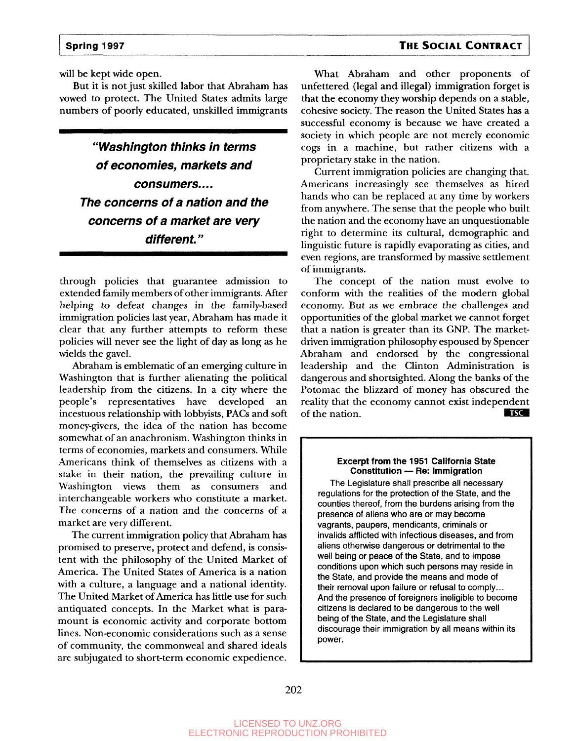will be kept wide open.

But it is not just skilled labor that Abraham has vowed to protect. The United States admits large numbers of poorly educated, unskilled immigrants through policies that guarantee admission to extended family members of other immigrants. After helping to defeat changes in the family-based immigration policies last year, Abraham has made it clear that any further attempts to reform these policies will never see the light of day as long as he wields the gavel.

> ***"Washington thinks in terms of economies, markets and consumers.... The concerns of a nation and the concerns of a market are very different."***

Abraham is emblematic of an emerging culture in Washington that is further alienating the political leadership from the citizens. In a city where the people's representatives have developed an incestuous relationship with lobbyists, PACs and soft money-givers, the idea of the nation has become somewhat of an anachronism. Washington thinks in terms of economies, markets and consumers. While Americans think of themselves as citizens with a stake in their nation, the prevailing culture in Washington views them as consumers and interchangeable workers who constitute a market. The concerns of a nation and the concerns of a market are very different.

The current immigration policy that Abraham has promised to preserve, protect and defend, is consistent with the philosophy of the United Market of America. The United States of America is a nation with a culture, a language and a national identity. The United Market of America has little use for such antiquated concepts. In the Market what is paramount is economic activity and corporate bottom lines. Non-economic considerations such as a sense of community, the commonweal and shared ideals are subjugated to short-term economic expedience.

What Abraham and other proponents of unfettered (legal and illegal) immigration forget is that the economy they worship depends on a stable, cohesive society. The reason the United States has a successful economy is because we have created a society in which people are not merely economic cogs in a machine, but rather citizens with a proprietary stake in the nation.

Current immigration policies are changing that. Americans increasingly see themselves as hired hands who can be replaced at any time by workers from anywhere. The sense that the people who built the nation and the economy have an unquestionable right to determine its cultural, demographic and linguistic future is rapidly evaporating as cities, and even regions, are transformed by massive settlement of immigrants.

The concept of the nation must evolve to conform with the realities of the modern global economy. But as we embrace the challenges and opportunities of the global market we cannot forget that a nation is greater than its GNP. The market-driven immigration philosophy espoused by Spencer Abraham and endorsed by the congressional leadership and the Clinton Administration is dangerous and shortsighted. Along the banks of the Potomac the blizzard of money has obscured the reality that the economy cannot exist independent of the nation. TSC

**Excerpt from the 1951 California State Constitution — Re: Immigration**

The Legislature shall prescribe all necessary regulations for the protection of the State, and the counties thereof, from the burdens arising from the presence of aliens who are or may become vagrants, paupers, mendicants, criminals or invalids afflicted with infectious diseases, and from aliens otherwise dangerous or detrimental to the well being or peace of the State, and to impose conditions upon which such persons may reside in the State, and provide the means and mode of their removal upon failure or refusal to comply... And the presence of foreigners ineligible to become citizens is declared to be dangerous to the well being of the State, and the Legislature shall discourage their immigration by all means within its power.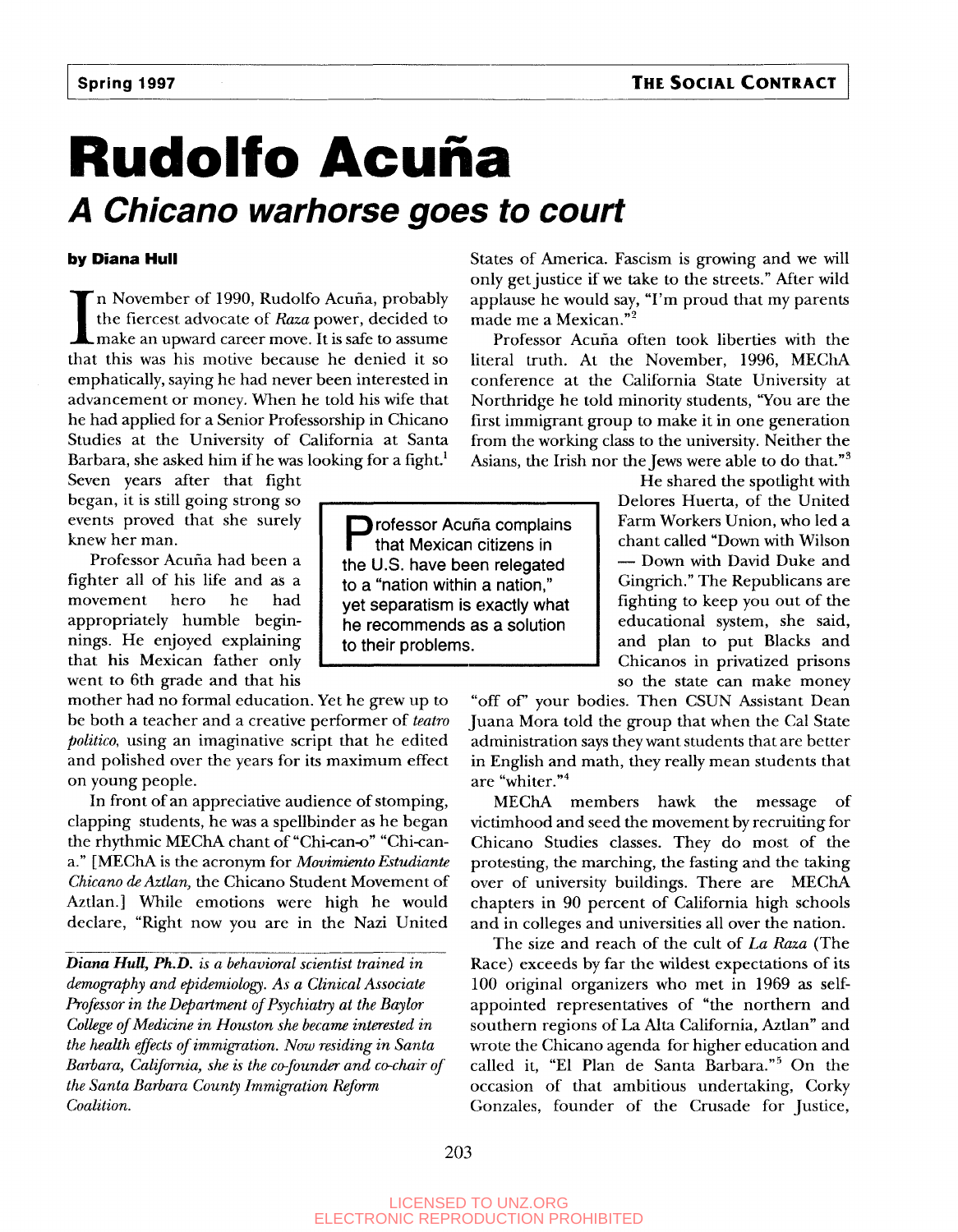# Rudolfo Acuña

## *A Chicano warhorse goes to court*

**by Diana Hull**

In November of 1990, Rudolfo Acuña, probably the fiercest advocate of *Raza* power, decided to make an upward career move. It is safe to assume that this was his motive because he denied it so emphatically, saying he had never been interested in advancement or money. When he told his wife that he had applied for a Senior Professorship in Chicano Studies at the University of California at Santa Barbara, she asked him if he was looking for a fight.[1] Seven years after that fight began, it is still going strong so events proved that she surely knew her man.

Professor Acuña had been a fighter all of his life and as a movement hero he had appropriately humble beginnings. He enjoyed explaining that his Mexican father only went to 6th grade and that his mother had no formal education. Yet he grew up to be both a teacher and a creative performer of *teatro politico*, using an imaginative script that he edited and polished over the years for its maximum effect on young people.

In front of an appreciative audience of stomping, clapping students, he was a spellbinder as he began the rhythmic MEChA chant of "Chi-can-o" "Chi-can-a." [MEChA is the acronym for *Movimiento Estudiante Chicano de Aztlan*, the Chicano Student Movement of Aztlan.] While emotions were high he would declare, "Right now you are in the Nazi United States of America. Fascism is growing and we will only get justice if we take to the streets." After wild applause he would say, "I'm proud that my parents made me a Mexican."[2]

> Professor Acuña complains that Mexican citizens in the U.S. have been relegated to a "nation within a nation," yet separatism is exactly what he recommends as a solution to their problems.

Professor Acuña often took liberties with the literal truth. At the November, 1996, MEChA conference at the California State University at Northridge he told minority students, "You are the first immigrant group to make it in one generation from the working class to the university. Neither the Asians, the Irish nor the Jews were able to do that."[3]

He shared the spotlight with Delores Huerta, of the United Farm Workers Union, who led a chant called "Down with Wilson — Down with David Duke and Gingrich." The Republicans are fighting to keep you out of the educational system, she said, and plan to put Blacks and Chicanos in privatized prisons so the state can make money "off of" your bodies. Then CSUN Assistant Dean Juana Mora told the group that when the Cal State administration says they want students that are better in English and math, they really mean students that are "whiter."[4]

MEChA members hawk the message of victimhood and seed the movement by recruiting for Chicano Studies classes. They do most of the protesting, the marching, the fasting and the taking over of university buildings. There are MEChA chapters in 90 percent of California high schools and in colleges and universities all over the nation.

The size and reach of the cult of *La Raza* (The Race) exceeds by far the wildest expectations of its 100 original organizers who met in 1969 as self-appointed representatives of "the northern and southern regions of La Alta California, Aztlan" and wrote the Chicano agenda for higher education and called it, "El Plan de Santa Barbara."[5] On the occasion of that ambitious undertaking, Corky Gonzales, founder of the Crusade for Justice,

*Diana Hull, Ph.D. is a behavioral scientist trained in demography and epidemiology. As a Clinical Associate Professor in the Department of Psychiatry at the Baylor College of Medicine in Houston she became interested in the health effects of immigration. Now residing in Santa Barbara, California, she is the co-founder and co-chair of the Santa Barbara County Immigration Reform Coalition.*